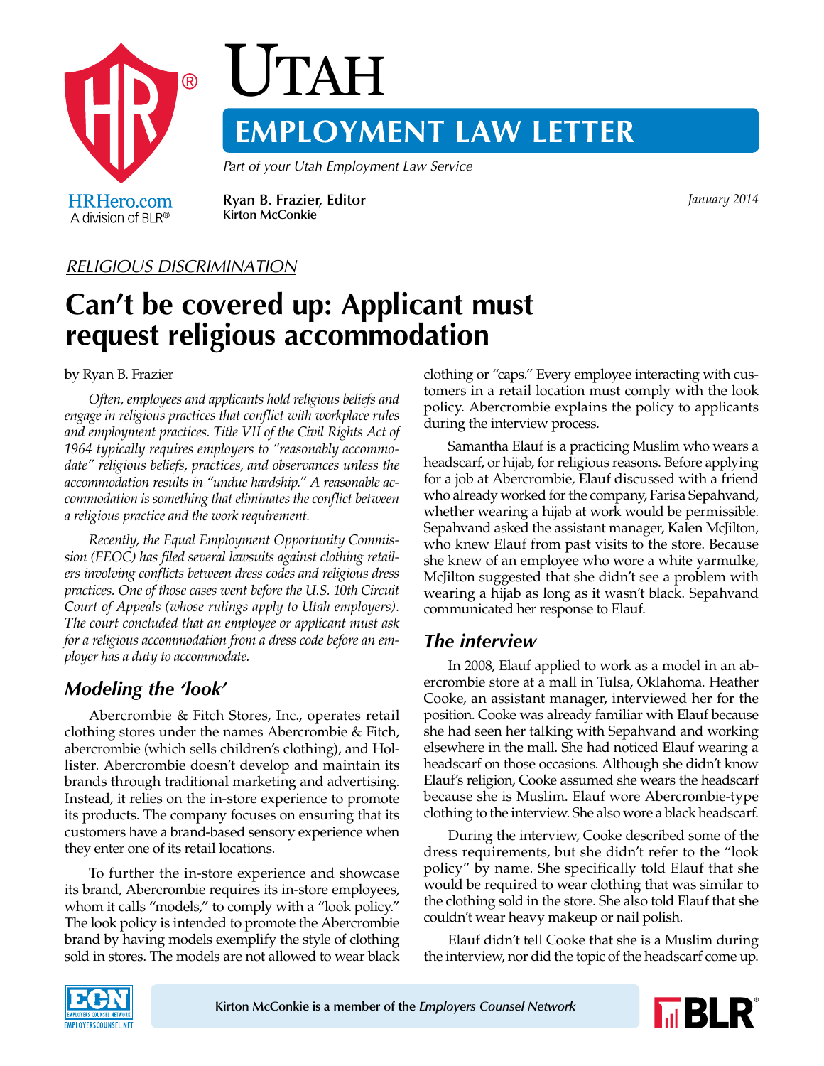# Utah

## EMPLOYMENT LAW LETTER

*Part of your Utah Employment Law Service*

**Ryan B. Frazier, Editor**
**Kirton McConkie**

*January 2014*

*RELIGIOUS DISCRIMINATION*

# Can't be covered up: Applicant must request religious accommodation

by Ryan B. Frazier

*Often, employees and applicants hold religious beliefs and engage in religious practices that conflict with workplace rules and employment practices. Title VII of the Civil Rights Act of 1964 typically requires employers to "reasonably accommodate" religious beliefs, practices, and observances unless the accommodation results in "undue hardship." A reasonable accommodation is something that eliminates the conflict between a religious practice and the work requirement.*

*Recently, the Equal Employment Opportunity Commission (EEOC) has filed several lawsuits against clothing retailers involving conflicts between dress codes and religious dress practices. One of those cases went before the U.S. 10th Circuit Court of Appeals (whose rulings apply to Utah employers). The court concluded that an employee or applicant must ask for a religious accommodation from a dress code before an employer has a duty to accommodate.*

## *Modeling the 'look'*

Abercrombie & Fitch Stores, Inc., operates retail clothing stores under the names Abercrombie & Fitch, abercrombie (which sells children's clothing), and Hollister. Abercrombie doesn't develop and maintain its brands through traditional marketing and advertising. Instead, it relies on the in-store experience to promote its products. The company focuses on ensuring that its customers have a brand-based sensory experience when they enter one of its retail locations.

To further the in-store experience and showcase its brand, Abercrombie requires its in-store employees, whom it calls "models," to comply with a "look policy." The look policy is intended to promote the Abercrombie brand by having models exemplify the style of clothing sold in stores. The models are not allowed to wear black clothing or "caps." Every employee interacting with customers in a retail location must comply with the look policy. Abercrombie explains the policy to applicants during the interview process.

Samantha Elauf is a practicing Muslim who wears a headscarf, or hijab, for religious reasons. Before applying for a job at Abercrombie, Elauf discussed with a friend who already worked for the company, Farisa Sepahvand, whether wearing a hijab at work would be permissible. Sepahvand asked the assistant manager, Kalen McJilton, who knew Elauf from past visits to the store. Because she knew of an employee who wore a white yarmulke, McJilton suggested that she didn't see a problem with wearing a hijab as long as it wasn't black. Sepahvand communicated her response to Elauf.

## *The interview*

In 2008, Elauf applied to work as a model in an abercrombie store at a mall in Tulsa, Oklahoma. Heather Cooke, an assistant manager, interviewed her for the position. Cooke was already familiar with Elauf because she had seen her talking with Sepahvand and working elsewhere in the mall. She had noticed Elauf wearing a headscarf on those occasions. Although she didn't know Elauf's religion, Cooke assumed she wears the headscarf because she is Muslim. Elauf wore Abercrombie-type clothing to the interview. She also wore a black headscarf.

During the interview, Cooke described some of the dress requirements, but she didn't refer to the "look policy" by name. She specifically told Elauf that she would be required to wear clothing that was similar to the clothing sold in the store. She also told Elauf that she couldn't wear heavy makeup or nail polish.

Elauf didn't tell Cooke that she is a Muslim during the interview, nor did the topic of the headscarf come up.

Kirton McConkie is a member of the *Employers Counsel Network*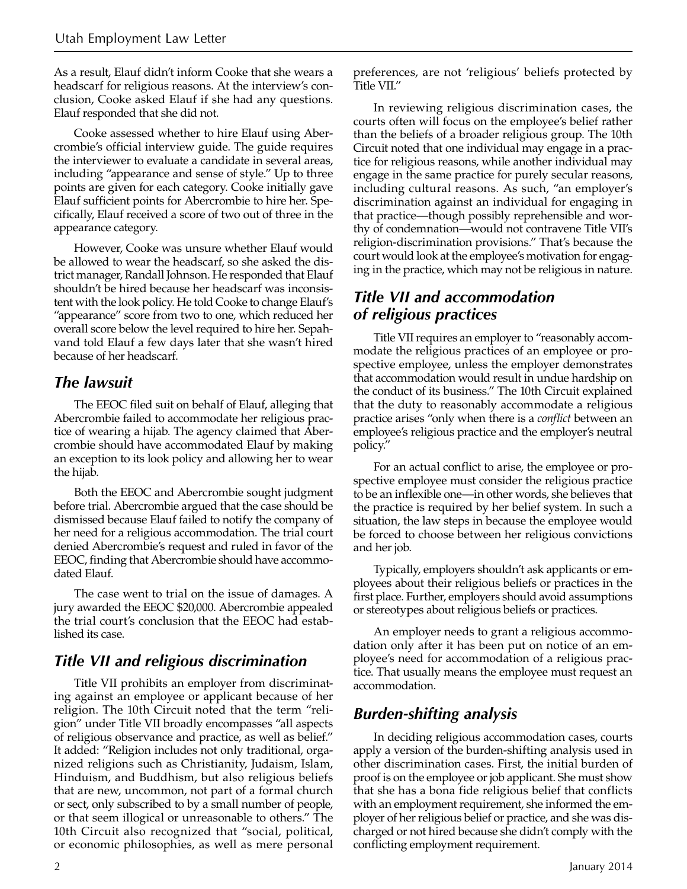As a result, Elauf didn't inform Cooke that she wears a headscarf for religious reasons. At the interview's conclusion, Cooke asked Elauf if she had any questions. Elauf responded that she did not.

Cooke assessed whether to hire Elauf using Abercrombie's official interview guide. The guide requires the interviewer to evaluate a candidate in several areas, including "appearance and sense of style." Up to three points are given for each category. Cooke initially gave Elauf sufficient points for Abercrombie to hire her. Specifically, Elauf received a score of two out of three in the appearance category.

However, Cooke was unsure whether Elauf would be allowed to wear the headscarf, so she asked the district manager, Randall Johnson. He responded that Elauf shouldn't be hired because her headscarf was inconsistent with the look policy. He told Cooke to change Elauf's "appearance" score from two to one, which reduced her overall score below the level required to hire her. Sepahvand told Elauf a few days later that she wasn't hired because of her headscarf.

## *The lawsuit*

The EEOC filed suit on behalf of Elauf, alleging that Abercrombie failed to accommodate her religious practice of wearing a hijab. The agency claimed that Abercrombie should have accommodated Elauf by making an exception to its look policy and allowing her to wear the hijab.

Both the EEOC and Abercrombie sought judgment before trial. Abercrombie argued that the case should be dismissed because Elauf failed to notify the company of her need for a religious accommodation. The trial court denied Abercrombie's request and ruled in favor of the EEOC, finding that Abercrombie should have accommodated Elauf.

The case went to trial on the issue of damages. A jury awarded the EEOC $20,000. Abercrombie appealed the trial court's conclusion that the EEOC had established its case.

## *Title VII and religious discrimination*

Title VII prohibits an employer from discriminating against an employee or applicant because of her religion. The 10th Circuit noted that the term "religion" under Title VII broadly encompasses "all aspects of religious observance and practice, as well as belief." It added: "Religion includes not only traditional, organized religions such as Christianity, Judaism, Islam, Hinduism, and Buddhism, but also religious beliefs that are new, uncommon, not part of a formal church or sect, only subscribed to by a small number of people, or that seem illogical or unreasonable to others." The 10th Circuit also recognized that "social, political, or economic philosophies, as well as mere personal preferences, are not 'religious' beliefs protected by Title VII."

In reviewing religious discrimination cases, the courts often will focus on the employee's belief rather than the beliefs of a broader religious group. The 10th Circuit noted that one individual may engage in a practice for religious reasons, while another individual may engage in the same practice for purely secular reasons, including cultural reasons. As such, "an employer's discrimination against an individual for engaging in that practice—though possibly reprehensible and worthy of condemnation—would not contravene Title VII's religion-discrimination provisions." That's because the court would look at the employee's motivation for engaging in the practice, which may not be religious in nature.

## *Title VII and accommodation of religious practices*

Title VII requires an employer to "reasonably accommodate the religious practices of an employee or prospective employee, unless the employer demonstrates that accommodation would result in undue hardship on the conduct of its business." The 10th Circuit explained that the duty to reasonably accommodate a religious practice arises "only when there is a *conflict* between an employee's religious practice and the employer's neutral policy."

For an actual conflict to arise, the employee or prospective employee must consider the religious practice to be an inflexible one—in other words, she believes that the practice is required by her belief system. In such a situation, the law steps in because the employee would be forced to choose between her religious convictions and her job.

Typically, employers shouldn't ask applicants or employees about their religious beliefs or practices in the first place. Further, employers should avoid assumptions or stereotypes about religious beliefs or practices.

An employer needs to grant a religious accommodation only after it has been put on notice of an employee's need for accommodation of a religious practice. That usually means the employee must request an accommodation.

## *Burden-shifting analysis*

In deciding religious accommodation cases, courts apply a version of the burden-shifting analysis used in other discrimination cases. First, the initial burden of proof is on the employee or job applicant. She must show that she has a bona fide religious belief that conflicts with an employment requirement, she informed the employer of her religious belief or practice, and she was discharged or not hired because she didn't comply with the conflicting employment requirement.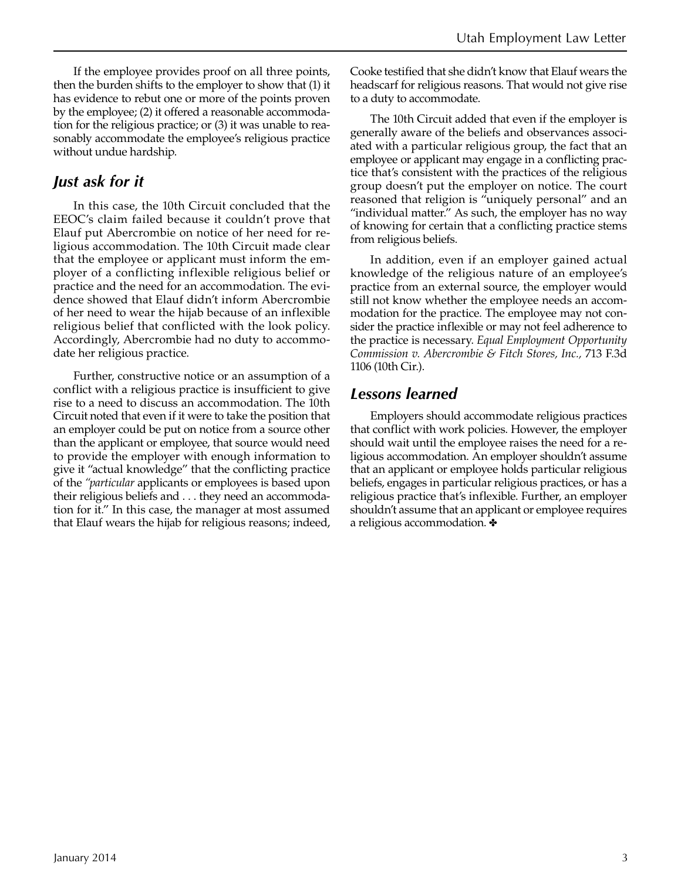If the employee provides proof on all three points, then the burden shifts to the employer to show that (1) it has evidence to rebut one or more of the points proven by the employee; (2) it offered a reasonable accommodation for the religious practice; or (3) it was unable to reasonably accommodate the employee's religious practice without undue hardship.

## *Just ask for it*

In this case, the 10th Circuit concluded that the EEOC's claim failed because it couldn't prove that Elauf put Abercrombie on notice of her need for religious accommodation. The 10th Circuit made clear that the employee or applicant must inform the employer of a conflicting inflexible religious belief or practice and the need for an accommodation. The evidence showed that Elauf didn't inform Abercrombie of her need to wear the hijab because of an inflexible religious belief that conflicted with the look policy. Accordingly, Abercrombie had no duty to accommodate her religious practice.

Further, constructive notice or an assumption of a conflict with a religious practice is insufficient to give rise to a need to discuss an accommodation. The 10th Circuit noted that even if it were to take the position that an employer could be put on notice from a source other than the applicant or employee, that source would need to provide the employer with enough information to give it "actual knowledge" that the conflicting practice of the *"particular* applicants or employees is based upon their religious beliefs and . . . they need an accommodation for it." In this case, the manager at most assumed that Elauf wears the hijab for religious reasons; indeed, Cooke testified that she didn't know that Elauf wears the headscarf for religious reasons. That would not give rise to a duty to accommodate.

The 10th Circuit added that even if the employer is generally aware of the beliefs and observances associated with a particular religious group, the fact that an employee or applicant may engage in a conflicting practice that's consistent with the practices of the religious group doesn't put the employer on notice. The court reasoned that religion is "uniquely personal" and an "individual matter." As such, the employer has no way of knowing for certain that a conflicting practice stems from religious beliefs.

In addition, even if an employer gained actual knowledge of the religious nature of an employee's practice from an external source, the employer would still not know whether the employee needs an accommodation for the practice. The employee may not consider the practice inflexible or may not feel adherence to the practice is necessary. *Equal Employment Opportunity Commission v. Abercrombie & Fitch Stores, Inc.*, 713 F.3d 1106 (10th Cir.).

## *Lessons learned*

Employers should accommodate religious practices that conflict with work policies. However, the employer should wait until the employee raises the need for a religious accommodation. An employer shouldn't assume that an applicant or employee holds particular religious beliefs, engages in particular religious practices, or has a religious practice that's inflexible. Further, an employer shouldn't assume that an applicant or employee requires a religious accommodation. ✤